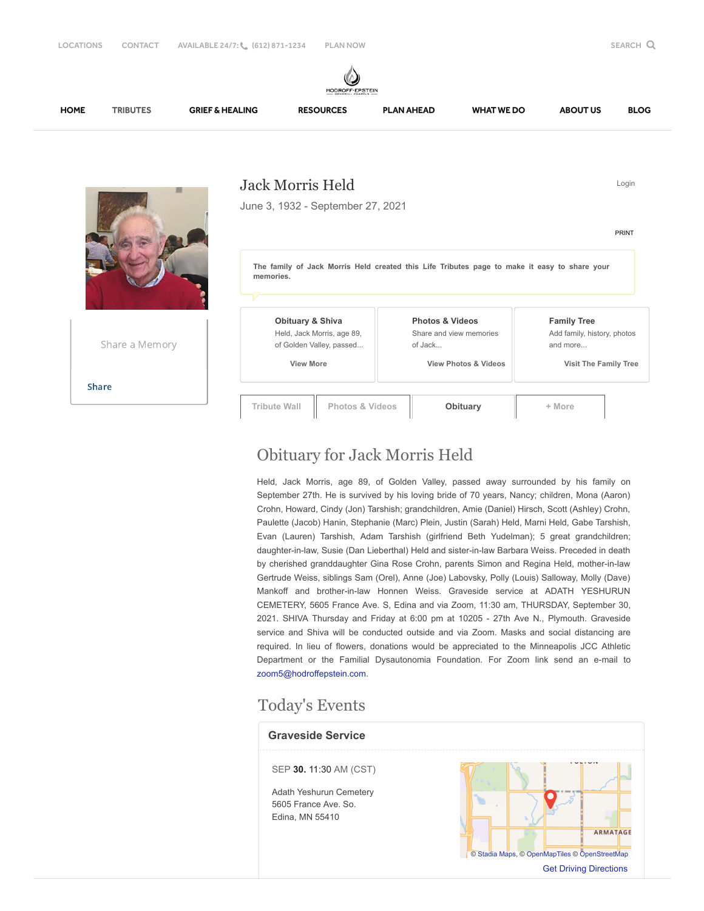LOCATIONS CONTACT AVAILABLE 24/7: (612) 871-1234 PLAN NOW SEARCH

HOME TRIBUTES GRIEF & HEALING RESOURCES PLAN AHEAD WHAT WE DO ABOUT US BLOG

# Jack Morris Held

June 3, 1932 - September 27, 2021

Login

PRINT

**The family of Jack Morris Held created this Life Tributes page to make it easy to share your memories.**

Share a Memory

Share

**Obituary & Shiva**
Held, Jack Morris, age 89, of Golden Valley, passed...
View More

**Photos & Videos**
Share and view memories of Jack...
View Photos & Videos

**Family Tree**
Add family, history, photos and more...
Visit The Family Tree

Tribute Wall | Photos & Videos | Obituary | + More

## Obituary for Jack Morris Held

Held, Jack Morris, age 89, of Golden Valley, passed away surrounded by his family on September 27th. He is survived by his loving bride of 70 years, Nancy; children, Mona (Aaron) Crohn, Howard, Cindy (Jon) Tarshish; grandchildren, Amie (Daniel) Hirsch, Scott (Ashley) Crohn, Paulette (Jacob) Hanin, Stephanie (Marc) Plein, Justin (Sarah) Held, Marni Held, Gabe Tarshish, Evan (Lauren) Tarshish, Adam Tarshish (girlfriend Beth Yudelman); 5 great grandchildren; daughter-in-law, Susie (Dan Lieberthal) Held and sister-in-law Barbara Weiss. Preceded in death by cherished granddaughter Gina Rose Crohn, parents Simon and Regina Held, mother-in-law Gertrude Weiss, siblings Sam (Orel), Anne (Joe) Labovsky, Polly (Louis) Salloway, Molly (Dave) Mankoff and brother-in-law Honnen Weiss. Graveside service at ADATH YESHURUN CEMETERY, 5605 France Ave. S, Edina and via Zoom, 11:30 am, THURSDAY, September 30, 2021. SHIVA Thursday and Friday at 6:00 pm at 10205 - 27th Ave N., Plymouth. Graveside service and Shiva will be conducted outside and via Zoom. Masks and social distancing are required. In lieu of flowers, donations would be appreciated to the Minneapolis JCC Athletic Department or the Familial Dysautonomia Foundation. For Zoom link send an e-mail to zoom5@hodroffepstein.com.

## Today's Events

### Graveside Service

SEP **30.** 11:30 AM (CST)

Adath Yeshurun Cemetery
5605 France Ave. So.
Edina, MN 55410

© Stadia Maps, © OpenMapTiles © OpenStreetMap

Get Driving Directions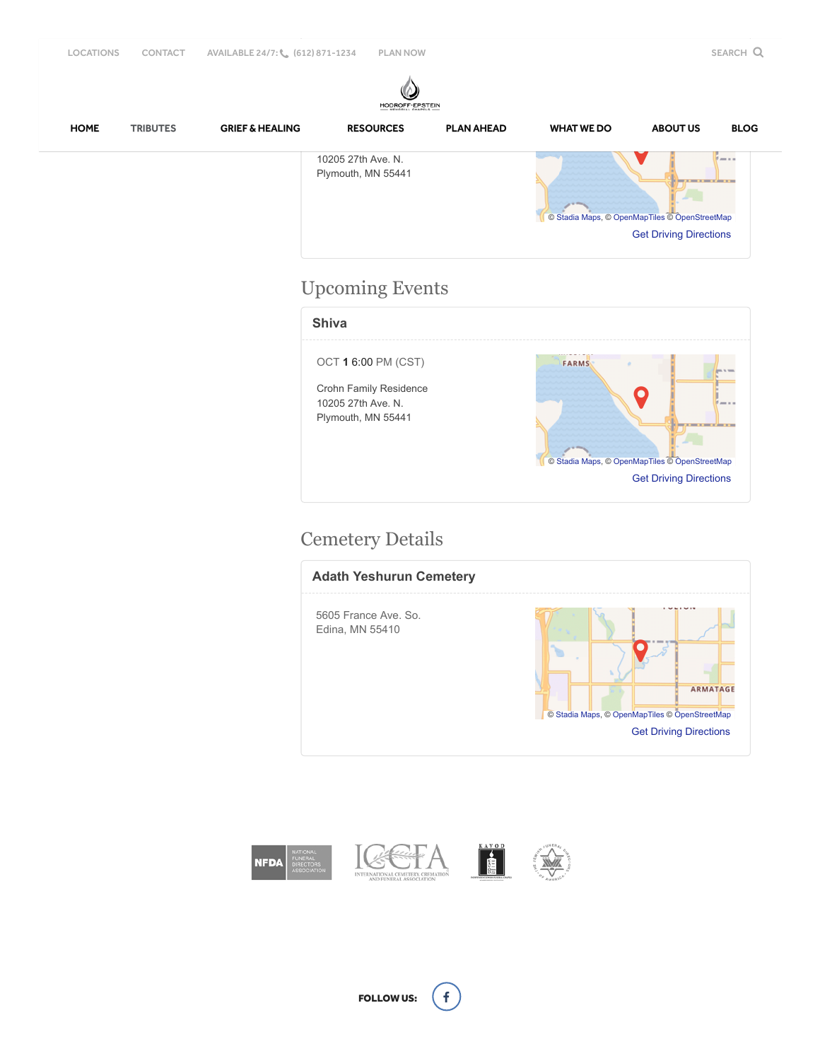LOCATIONS CONTACT AVAILABLE 24/7: (612) 871-1234 PLAN NOW SEARCH

HOME TRIBUTES GRIEF & HEALING RESOURCES PLAN AHEAD WHAT WE DO ABOUT US BLOG

10205 27th Ave. N.
Plymouth, MN 55441

© Stadia Maps, © OpenMapTiles © OpenStreetMap

Get Driving Directions

## Upcoming Events

### Shiva

OCT **1** 6:00 PM (CST)

Crohn Family Residence
10205 27th Ave. N.
Plymouth, MN 55441

© Stadia Maps, © OpenMapTiles © OpenStreetMap

Get Driving Directions

## Cemetery Details

### Adath Yeshurun Cemetery

5605 France Ave. So.
Edina, MN 55410

© Stadia Maps, © OpenMapTiles © OpenStreetMap

Get Driving Directions

FOLLOW US: